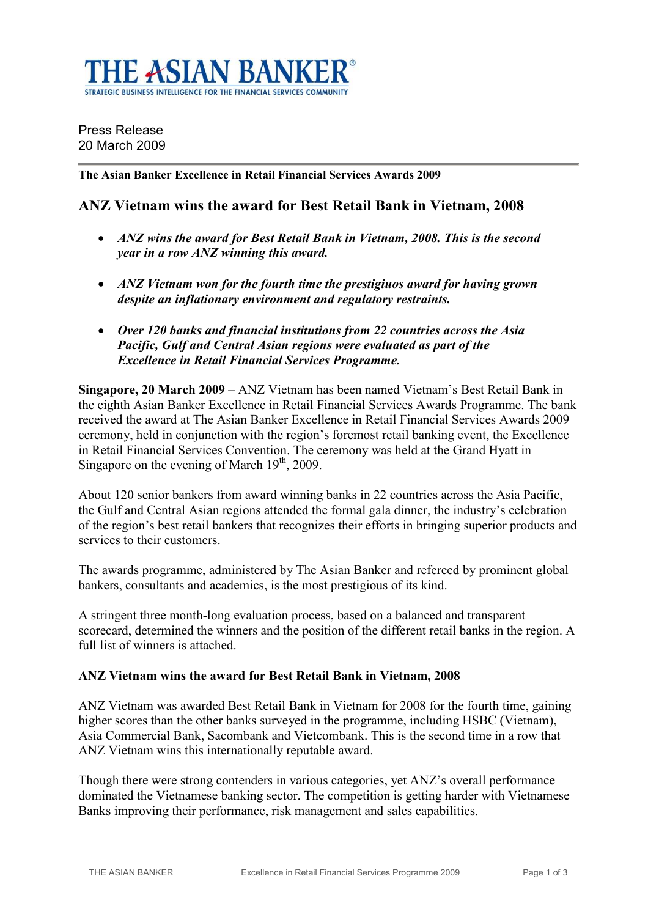# THE ASIAN BANKER®

STRATEGIC BUSINESS INTELLIGENCE FOR THE FINANCIAL SERVICES COMMUNITY

Press Release
20 March 2009

**The Asian Banker Excellence in Retail Financial Services Awards 2009**

## ANZ Vietnam wins the award for Best Retail Bank in Vietnam, 2008

- ***ANZ wins the award for Best Retail Bank in Vietnam, 2008. This is the second year in a row ANZ winning this award.***
- ***ANZ Vietnam won for the fourth time the prestigiuos award for having grown despite an inflationary environment and regulatory restraints.***
- ***Over 120 banks and financial institutions from 22 countries across the Asia Pacific, Gulf and Central Asian regions were evaluated as part of the Excellence in Retail Financial Services Programme.***

**Singapore, 20 March 2009** – ANZ Vietnam has been named Vietnam's Best Retail Bank in the eighth Asian Banker Excellence in Retail Financial Services Awards Programme. The bank received the award at The Asian Banker Excellence in Retail Financial Services Awards 2009 ceremony, held in conjunction with the region's foremost retail banking event, the Excellence in Retail Financial Services Convention. The ceremony was held at the Grand Hyatt in Singapore on the evening of March 19th, 2009.

About 120 senior bankers from award winning banks in 22 countries across the Asia Pacific, the Gulf and Central Asian regions attended the formal gala dinner, the industry's celebration of the region's best retail bankers that recognizes their efforts in bringing superior products and services to their customers.

The awards programme, administered by The Asian Banker and refereed by prominent global bankers, consultants and academics, is the most prestigious of its kind.

A stringent three month-long evaluation process, based on a balanced and transparent scorecard, determined the winners and the position of the different retail banks in the region. A full list of winners is attached.

**ANZ Vietnam wins the award for Best Retail Bank in Vietnam, 2008**

ANZ Vietnam was awarded Best Retail Bank in Vietnam for 2008 for the fourth time, gaining higher scores than the other banks surveyed in the programme, including HSBC (Vietnam), Asia Commercial Bank, Sacombank and Vietcombank. This is the second time in a row that ANZ Vietnam wins this internationally reputable award.

Though there were strong contenders in various categories, yet ANZ's overall performance dominated the Vietnamese banking sector. The competition is getting harder with Vietnamese Banks improving their performance, risk management and sales capabilities.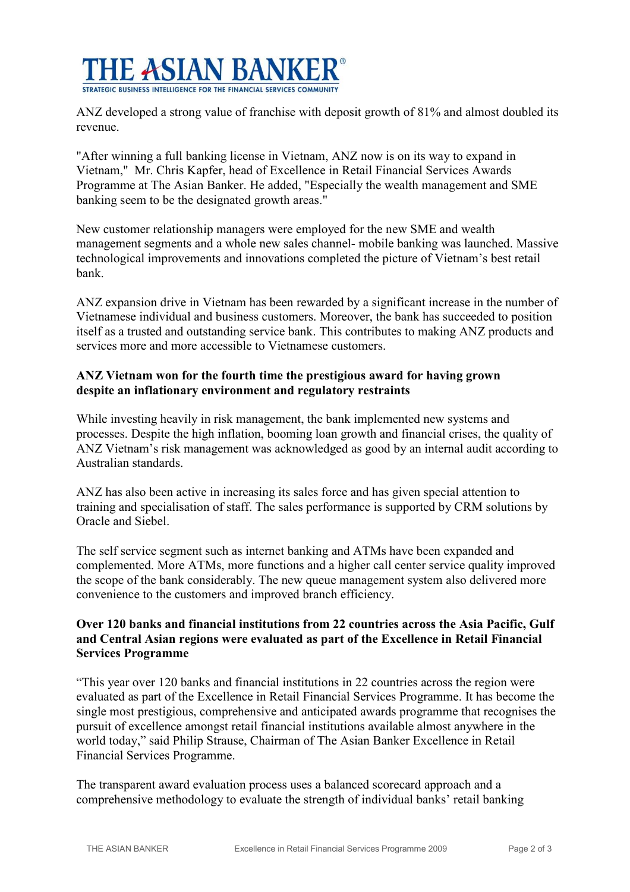ANZ developed a strong value of franchise with deposit growth of 81% and almost doubled its revenue.

"After winning a full banking license in Vietnam, ANZ now is on its way to expand in Vietnam," Mr. Chris Kapfer, head of Excellence in Retail Financial Services Awards Programme at The Asian Banker. He added, "Especially the wealth management and SME banking seem to be the designated growth areas."

New customer relationship managers were employed for the new SME and wealth management segments and a whole new sales channel- mobile banking was launched. Massive technological improvements and innovations completed the picture of Vietnam's best retail bank.

ANZ expansion drive in Vietnam has been rewarded by a significant increase in the number of Vietnamese individual and business customers. Moreover, the bank has succeeded to position itself as a trusted and outstanding service bank. This contributes to making ANZ products and services more and more accessible to Vietnamese customers.

**ANZ Vietnam won for the fourth time the prestigious award for having grown despite an inflationary environment and regulatory restraints**

While investing heavily in risk management, the bank implemented new systems and processes. Despite the high inflation, booming loan growth and financial crises, the quality of ANZ Vietnam's risk management was acknowledged as good by an internal audit according to Australian standards.

ANZ has also been active in increasing its sales force and has given special attention to training and specialisation of staff. The sales performance is supported by CRM solutions by Oracle and Siebel.

The self service segment such as internet banking and ATMs have been expanded and complemented. More ATMs, more functions and a higher call center service quality improved the scope of the bank considerably. The new queue management system also delivered more convenience to the customers and improved branch efficiency.

**Over 120 banks and financial institutions from 22 countries across the Asia Pacific, Gulf and Central Asian regions were evaluated as part of the Excellence in Retail Financial Services Programme**

"This year over 120 banks and financial institutions in 22 countries across the region were evaluated as part of the Excellence in Retail Financial Services Programme. It has become the single most prestigious, comprehensive and anticipated awards programme that recognises the pursuit of excellence amongst retail financial institutions available almost anywhere in the world today," said Philip Strause, Chairman of The Asian Banker Excellence in Retail Financial Services Programme.

The transparent award evaluation process uses a balanced scorecard approach and a comprehensive methodology to evaluate the strength of individual banks' retail banking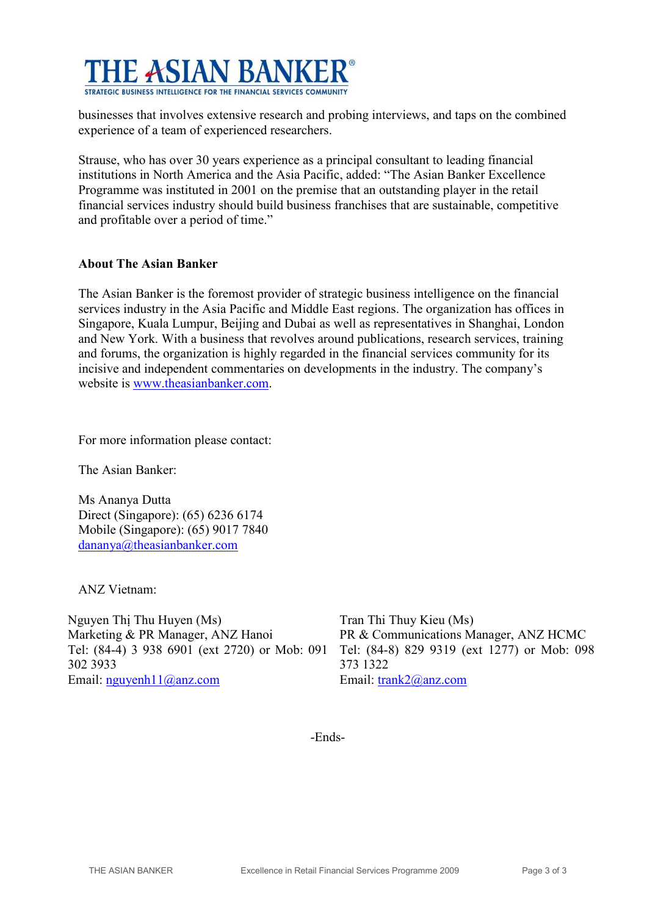businesses that involves extensive research and probing interviews, and taps on the combined experience of a team of experienced researchers.

Strause, who has over 30 years experience as a principal consultant to leading financial institutions in North America and the Asia Pacific, added: "The Asian Banker Excellence Programme was instituted in 2001 on the premise that an outstanding player in the retail financial services industry should build business franchises that are sustainable, competitive and profitable over a period of time."

**About The Asian Banker**

The Asian Banker is the foremost provider of strategic business intelligence on the financial services industry in the Asia Pacific and Middle East regions. The organization has offices in Singapore, Kuala Lumpur, Beijing and Dubai as well as representatives in Shanghai, London and New York. With a business that revolves around publications, research services, training and forums, the organization is highly regarded in the financial services community for its incisive and independent commentaries on developments in the industry. The company's website is www.theasianbanker.com.

For more information please contact:

The Asian Banker:

Ms Ananya Dutta
Direct (Singapore): (65) 6236 6174
Mobile (Singapore): (65) 9017 7840
dananya@theasianbanker.com

ANZ Vietnam:

Nguyen Thị Thu Huyen (Ms)
Marketing & PR Manager, ANZ Hanoi
Tel: (84-4) 3 938 6901 (ext 2720) or Mob: 091 302 3933
Email: nguyenh11@anz.com

Tran Thi Thuy Kieu (Ms)
PR & Communications Manager, ANZ HCMC
Tel: (84-8) 829 9319 (ext 1277) or Mob: 098 373 1322
Email: trank2@anz.com

-Ends-